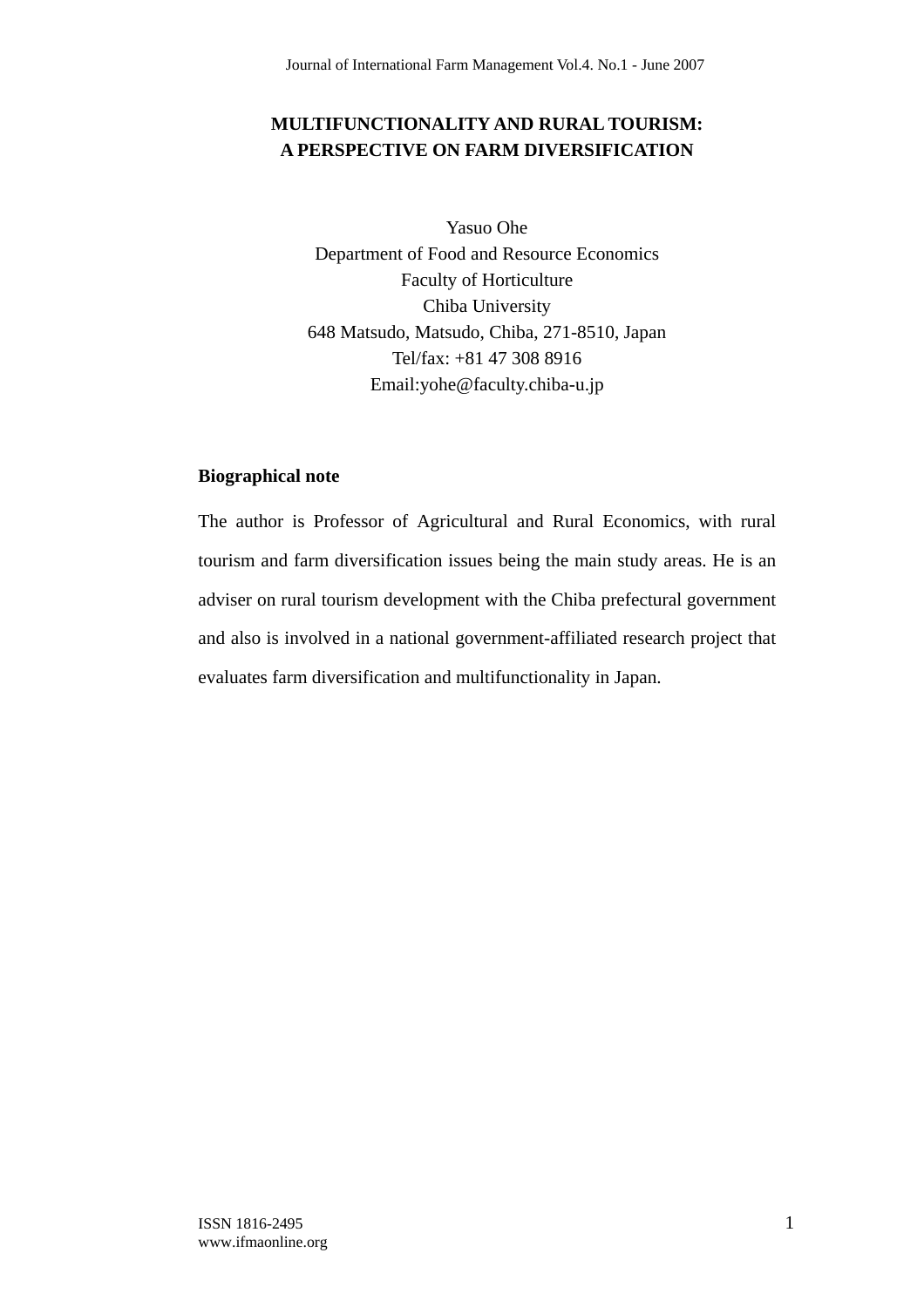# MULTIFUNCTIONALITY AND RURAL TOURISM: A PERSPECTIVE ON FARM DIVERSIFICATION

Yasuo Ohe
Department of Food and Resource Economics
Faculty of Horticulture
Chiba University
648 Matsudo, Matsudo, Chiba, 271-8510, Japan
Tel/fax: +81 47 308 8916
Email:yohe@faculty.chiba-u.jp

**Biographical note**

The author is Professor of Agricultural and Rural Economics, with rural tourism and farm diversification issues being the main study areas. He is an adviser on rural tourism development with the Chiba prefectural government and also is involved in a national government-affiliated research project that evaluates farm diversification and multifunctionality in Japan.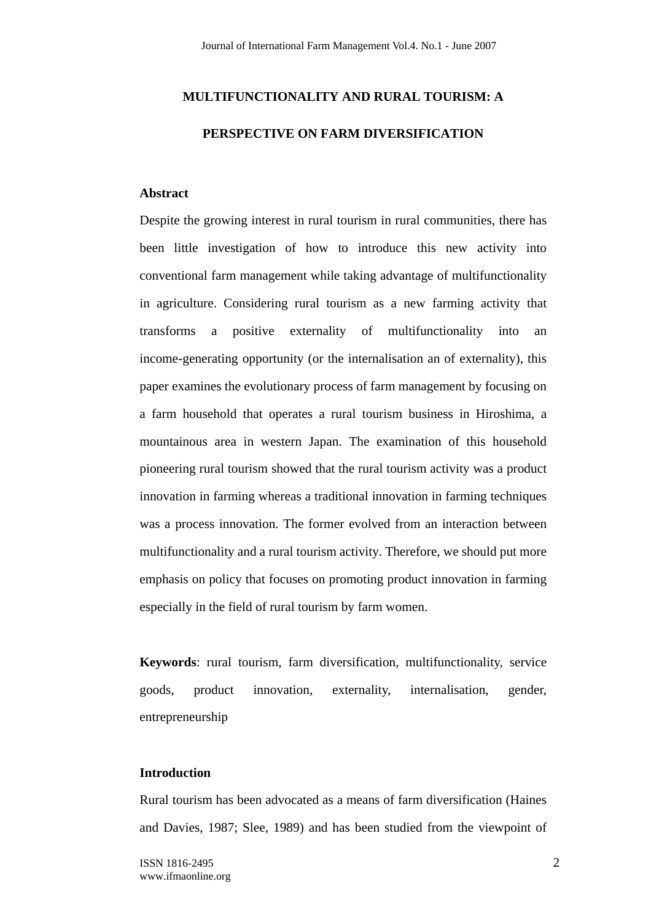# MULTIFUNCTIONALITY AND RURAL TOURISM: A PERSPECTIVE ON FARM DIVERSIFICATION

## Abstract

Despite the growing interest in rural tourism in rural communities, there has been little investigation of how to introduce this new activity into conventional farm management while taking advantage of multifunctionality in agriculture. Considering rural tourism as a new farming activity that transforms a positive externality of multifunctionality into an income-generating opportunity (or the internalisation an of externality), this paper examines the evolutionary process of farm management by focusing on a farm household that operates a rural tourism business in Hiroshima, a mountainous area in western Japan. The examination of this household pioneering rural tourism showed that the rural tourism activity was a product innovation in farming whereas a traditional innovation in farming techniques was a process innovation. The former evolved from an interaction between multifunctionality and a rural tourism activity. Therefore, we should put more emphasis on policy that focuses on promoting product innovation in farming especially in the field of rural tourism by farm women.

**Keywords**: rural tourism, farm diversification, multifunctionality, service goods, product innovation, externality, internalisation, gender, entrepreneurship

## Introduction

Rural tourism has been advocated as a means of farm diversification (Haines and Davies, 1987; Slee, 1989) and has been studied from the viewpoint of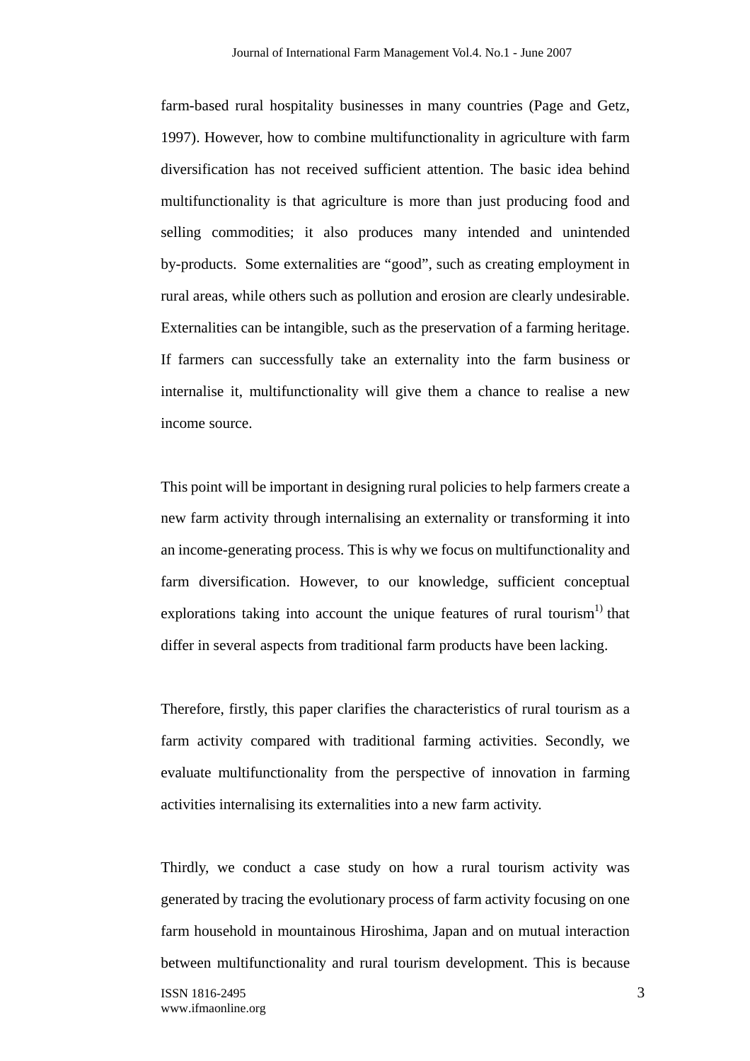farm-based rural hospitality businesses in many countries (Page and Getz, 1997). However, how to combine multifunctionality in agriculture with farm diversification has not received sufficient attention. The basic idea behind multifunctionality is that agriculture is more than just producing food and selling commodities; it also produces many intended and unintended by-products. Some externalities are "good", such as creating employment in rural areas, while others such as pollution and erosion are clearly undesirable. Externalities can be intangible, such as the preservation of a farming heritage. If farmers can successfully take an externality into the farm business or internalise it, multifunctionality will give them a chance to realise a new income source.

This point will be important in designing rural policies to help farmers create a new farm activity through internalising an externality or transforming it into an income-generating process. This is why we focus on multifunctionality and farm diversification. However, to our knowledge, sufficient conceptual explorations taking into account the unique features of rural tourism[1)] that differ in several aspects from traditional farm products have been lacking.

Therefore, firstly, this paper clarifies the characteristics of rural tourism as a farm activity compared with traditional farming activities. Secondly, we evaluate multifunctionality from the perspective of innovation in farming activities internalising its externalities into a new farm activity.

Thirdly, we conduct a case study on how a rural tourism activity was generated by tracing the evolutionary process of farm activity focusing on one farm household in mountainous Hiroshima, Japan and on mutual interaction between multifunctionality and rural tourism development. This is because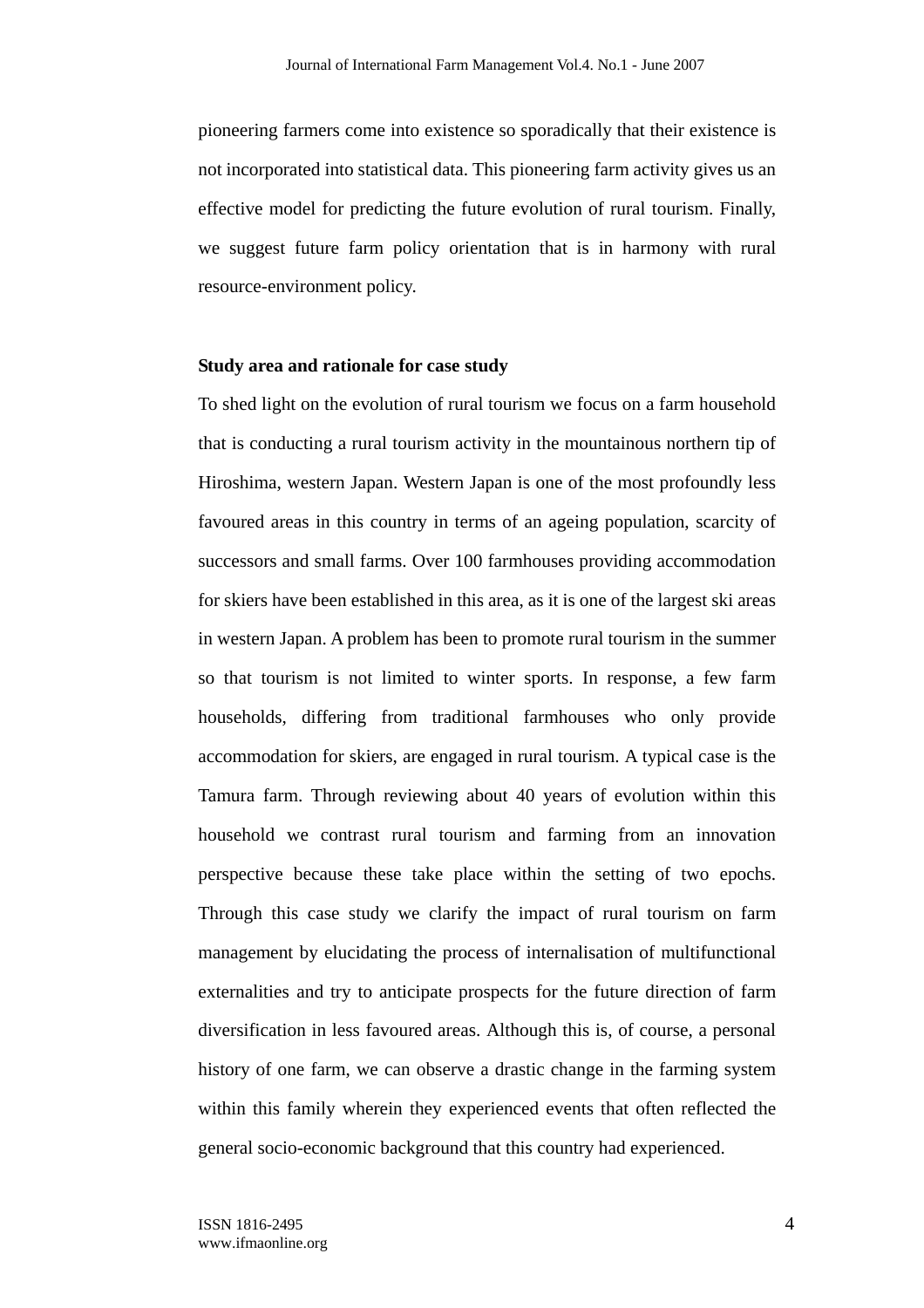pioneering farmers come into existence so sporadically that their existence is not incorporated into statistical data. This pioneering farm activity gives us an effective model for predicting the future evolution of rural tourism. Finally, we suggest future farm policy orientation that is in harmony with rural resource-environment policy.

## Study area and rationale for case study

To shed light on the evolution of rural tourism we focus on a farm household that is conducting a rural tourism activity in the mountainous northern tip of Hiroshima, western Japan. Western Japan is one of the most profoundly less favoured areas in this country in terms of an ageing population, scarcity of successors and small farms. Over 100 farmhouses providing accommodation for skiers have been established in this area, as it is one of the largest ski areas in western Japan. A problem has been to promote rural tourism in the summer so that tourism is not limited to winter sports. In response, a few farm households, differing from traditional farmhouses who only provide accommodation for skiers, are engaged in rural tourism. A typical case is the Tamura farm. Through reviewing about 40 years of evolution within this household we contrast rural tourism and farming from an innovation perspective because these take place within the setting of two epochs. Through this case study we clarify the impact of rural tourism on farm management by elucidating the process of internalisation of multifunctional externalities and try to anticipate prospects for the future direction of farm diversification in less favoured areas. Although this is, of course, a personal history of one farm, we can observe a drastic change in the farming system within this family wherein they experienced events that often reflected the general socio-economic background that this country had experienced.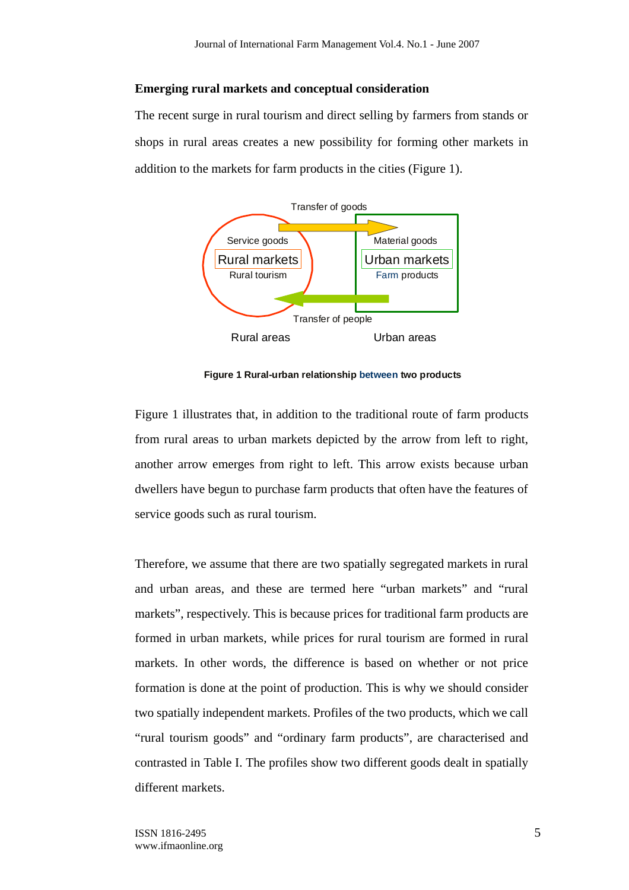### Emerging rural markets and conceptual consideration

The recent surge in rural tourism and direct selling by farmers from stands or shops in rural areas creates a new possibility for forming other markets in addition to the markets for farm products in the cities (Figure 1).

**Figure 1 Rural-urban relationship between two products**

Figure 1 illustrates that, in addition to the traditional route of farm products from rural areas to urban markets depicted by the arrow from left to right, another arrow emerges from right to left. This arrow exists because urban dwellers have begun to purchase farm products that often have the features of service goods such as rural tourism.

Therefore, we assume that there are two spatially segregated markets in rural and urban areas, and these are termed here "urban markets" and "rural markets", respectively. This is because prices for traditional farm products are formed in urban markets, while prices for rural tourism are formed in rural markets. In other words, the difference is based on whether or not price formation is done at the point of production. This is why we should consider two spatially independent markets. Profiles of the two products, which we call "rural tourism goods" and "ordinary farm products", are characterised and contrasted in Table I. The profiles show two different goods dealt in spatially different markets.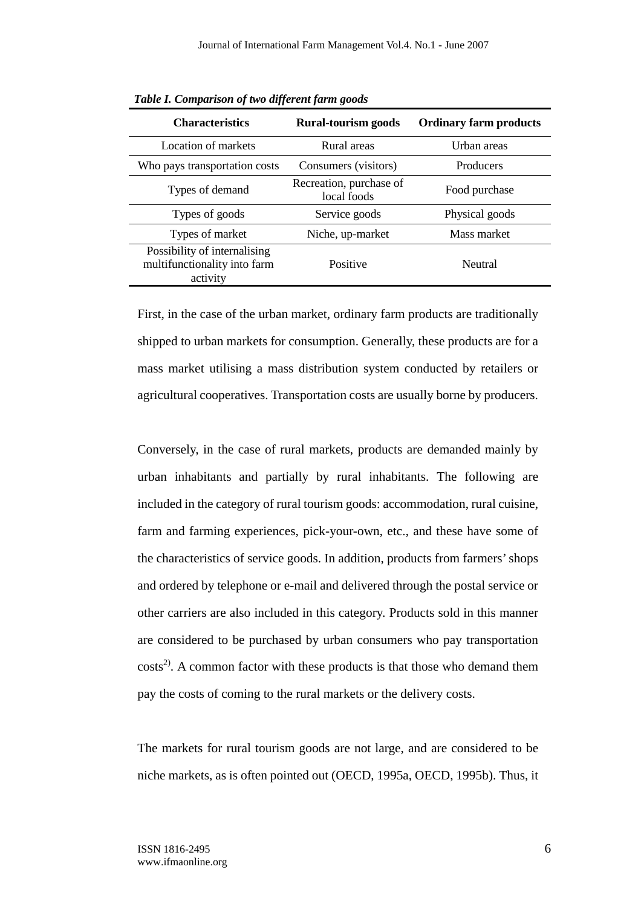*Table I. Comparison of two different farm goods*

| Characteristics | Rural-tourism goods | Ordinary farm products |
|---|---|---|
| Location of markets | Rural areas | Urban areas |
| Who pays transportation costs | Consumers (visitors) | Producers |
| Types of demand | Recreation, purchase of local foods | Food purchase |
| Types of goods | Service goods | Physical goods |
| Types of market | Niche, up-market | Mass market |
| Possibility of internalising multifunctionality into farm activity | Positive | Neutral |

First, in the case of the urban market, ordinary farm products are traditionally shipped to urban markets for consumption. Generally, these products are for a mass market utilising a mass distribution system conducted by retailers or agricultural cooperatives. Transportation costs are usually borne by producers.

Conversely, in the case of rural markets, products are demanded mainly by urban inhabitants and partially by rural inhabitants. The following are included in the category of rural tourism goods: accommodation, rural cuisine, farm and farming experiences, pick-your-own, etc., and these have some of the characteristics of service goods. In addition, products from farmers' shops and ordered by telephone or e-mail and delivered through the postal service or other carriers are also included in this category. Products sold in this manner are considered to be purchased by urban consumers who pay transportation costs[2)]. A common factor with these products is that those who demand them pay the costs of coming to the rural markets or the delivery costs.

The markets for rural tourism goods are not large, and are considered to be niche markets, as is often pointed out (OECD, 1995a, OECD, 1995b). Thus, it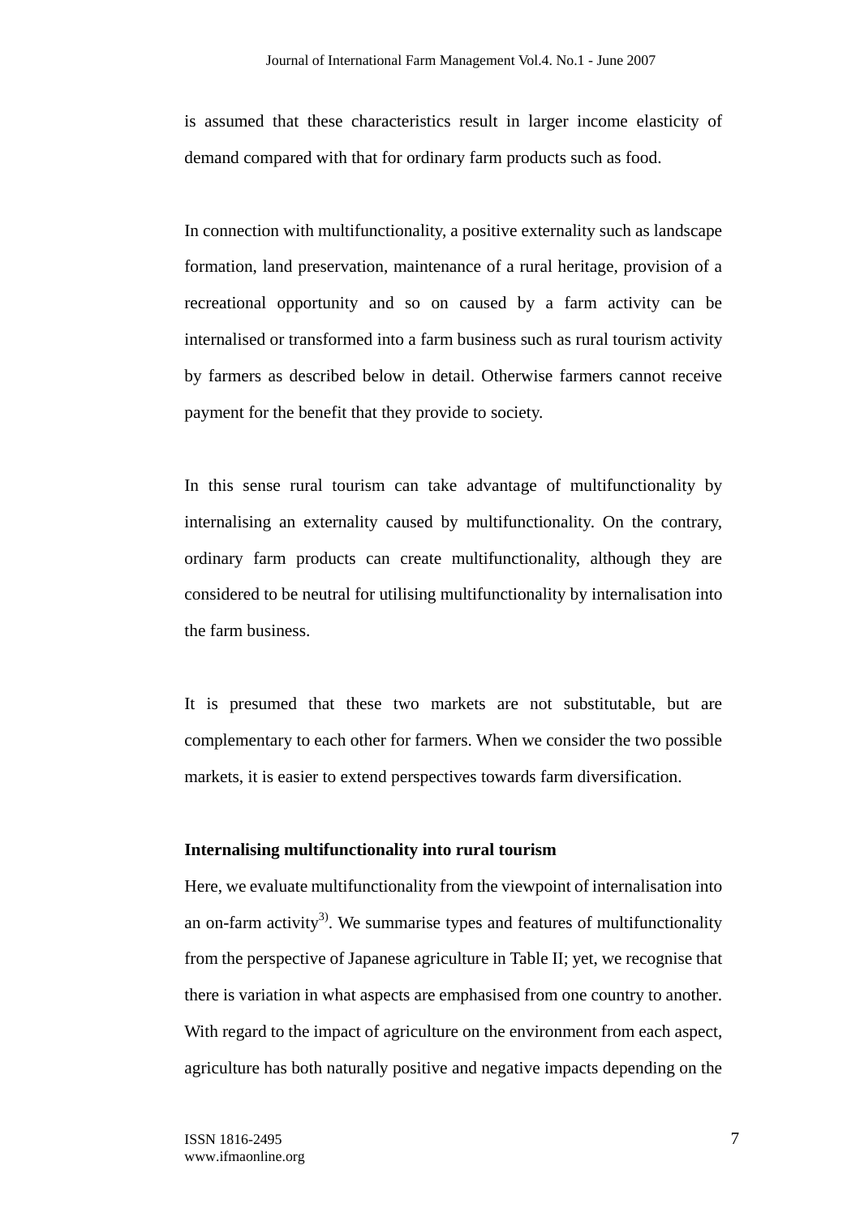is assumed that these characteristics result in larger income elasticity of demand compared with that for ordinary farm products such as food.

In connection with multifunctionality, a positive externality such as landscape formation, land preservation, maintenance of a rural heritage, provision of a recreational opportunity and so on caused by a farm activity can be internalised or transformed into a farm business such as rural tourism activity by farmers as described below in detail. Otherwise farmers cannot receive payment for the benefit that they provide to society.

In this sense rural tourism can take advantage of multifunctionality by internalising an externality caused by multifunctionality. On the contrary, ordinary farm products can create multifunctionality, although they are considered to be neutral for utilising multifunctionality by internalisation into the farm business.

It is presumed that these two markets are not substitutable, but are complementary to each other for farmers. When we consider the two possible markets, it is easier to extend perspectives towards farm diversification.

**Internalising multifunctionality into rural tourism**

Here, we evaluate multifunctionality from the viewpoint of internalisation into an on-farm activity[3)]. We summarise types and features of multifunctionality from the perspective of Japanese agriculture in Table II; yet, we recognise that there is variation in what aspects are emphasised from one country to another. With regard to the impact of agriculture on the environment from each aspect, agriculture has both naturally positive and negative impacts depending on the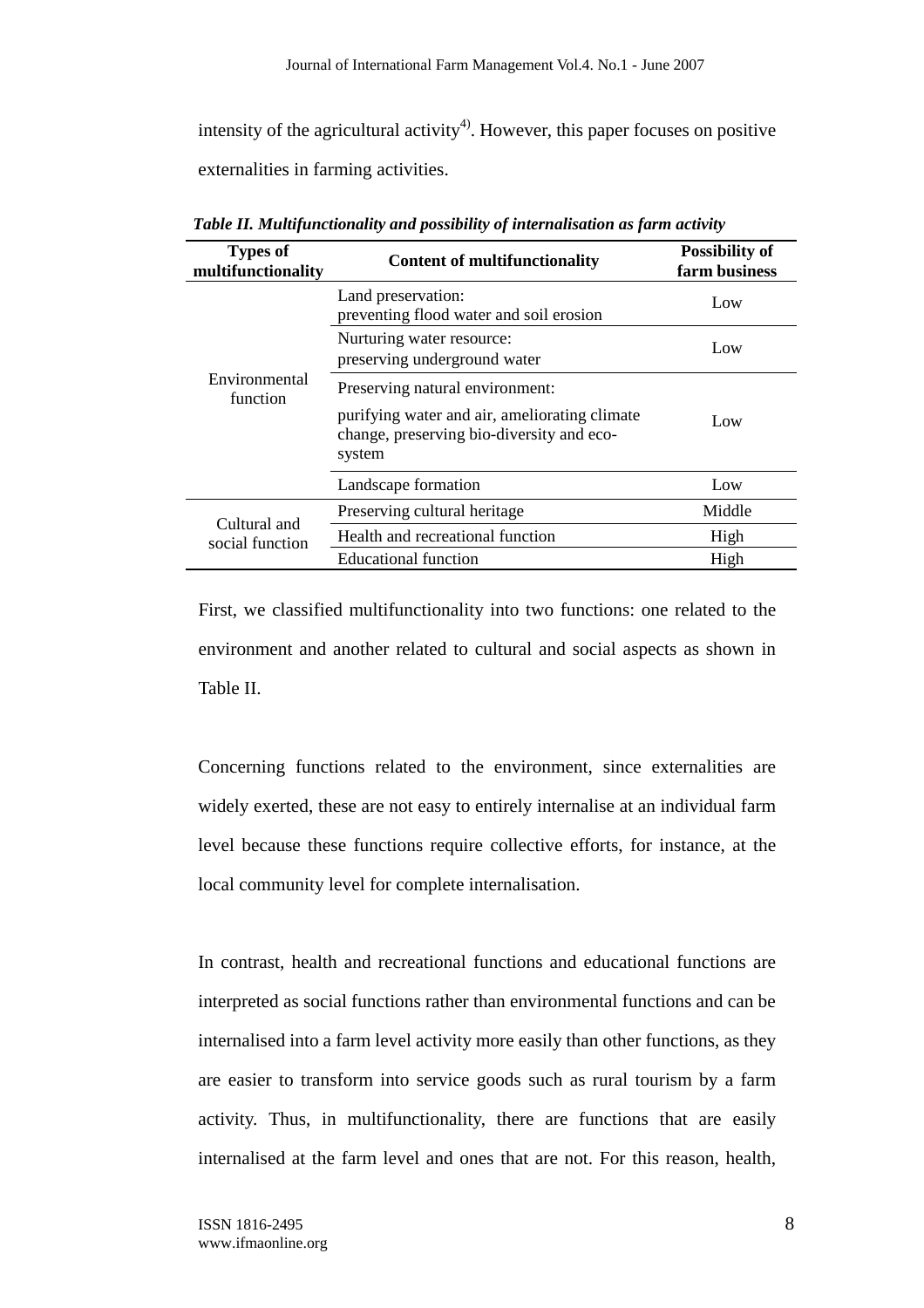intensity of the agricultural activity[4]. However, this paper focuses on positive externalities in farming activities.

*Table II. Multifunctionality and possibility of internalisation as farm activity*

| Types of multifunctionality | Content of multifunctionality | Possibility of farm business |
|---|---|---|
| Environmental function | Land preservation: preventing flood water and soil erosion | Low |
| | Nurturing water resource: preserving underground water | Low |
| | Preserving natural environment: purifying water and air, ameliorating climate change, preserving bio-diversity and eco-system | Low |
| | Landscape formation | Low |
| Cultural and social function | Preserving cultural heritage | Middle |
| | Health and recreational function | High |
| | Educational function | High |

First, we classified multifunctionality into two functions: one related to the environment and another related to cultural and social aspects as shown in Table II.

Concerning functions related to the environment, since externalities are widely exerted, these are not easy to entirely internalise at an individual farm level because these functions require collective efforts, for instance, at the local community level for complete internalisation.

In contrast, health and recreational functions and educational functions are interpreted as social functions rather than environmental functions and can be internalised into a farm level activity more easily than other functions, as they are easier to transform into service goods such as rural tourism by a farm activity. Thus, in multifunctionality, there are functions that are easily internalised at the farm level and ones that are not. For this reason, health,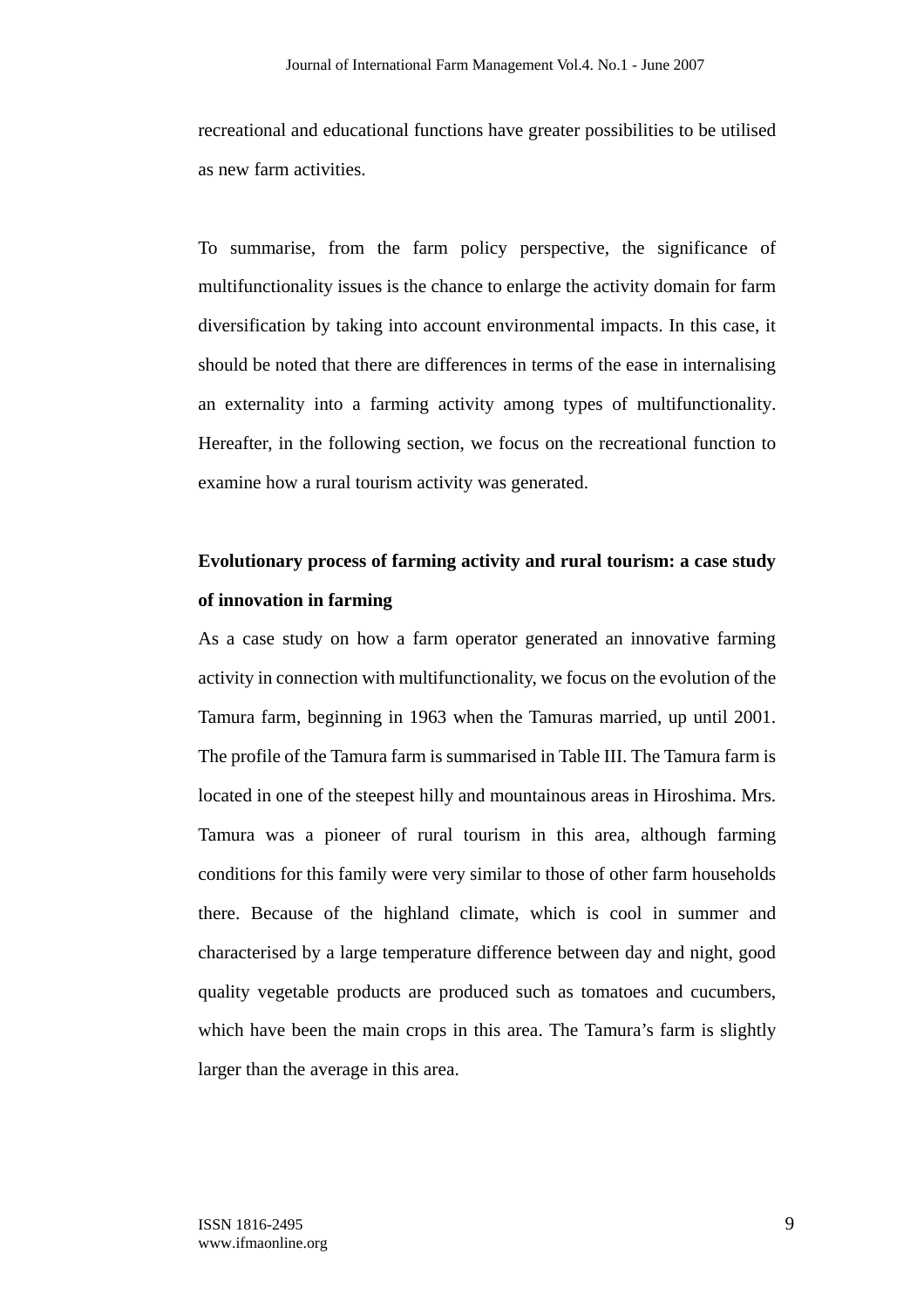recreational and educational functions have greater possibilities to be utilised as new farm activities.

To summarise, from the farm policy perspective, the significance of multifunctionality issues is the chance to enlarge the activity domain for farm diversification by taking into account environmental impacts. In this case, it should be noted that there are differences in terms of the ease in internalising an externality into a farming activity among types of multifunctionality. Hereafter, in the following section, we focus on the recreational function to examine how a rural tourism activity was generated.

## Evolutionary process of farming activity and rural tourism: a case study of innovation in farming

As a case study on how a farm operator generated an innovative farming activity in connection with multifunctionality, we focus on the evolution of the Tamura farm, beginning in 1963 when the Tamuras married, up until 2001. The profile of the Tamura farm is summarised in Table III. The Tamura farm is located in one of the steepest hilly and mountainous areas in Hiroshima. Mrs. Tamura was a pioneer of rural tourism in this area, although farming conditions for this family were very similar to those of other farm households there. Because of the highland climate, which is cool in summer and characterised by a large temperature difference between day and night, good quality vegetable products are produced such as tomatoes and cucumbers, which have been the main crops in this area. The Tamura's farm is slightly larger than the average in this area.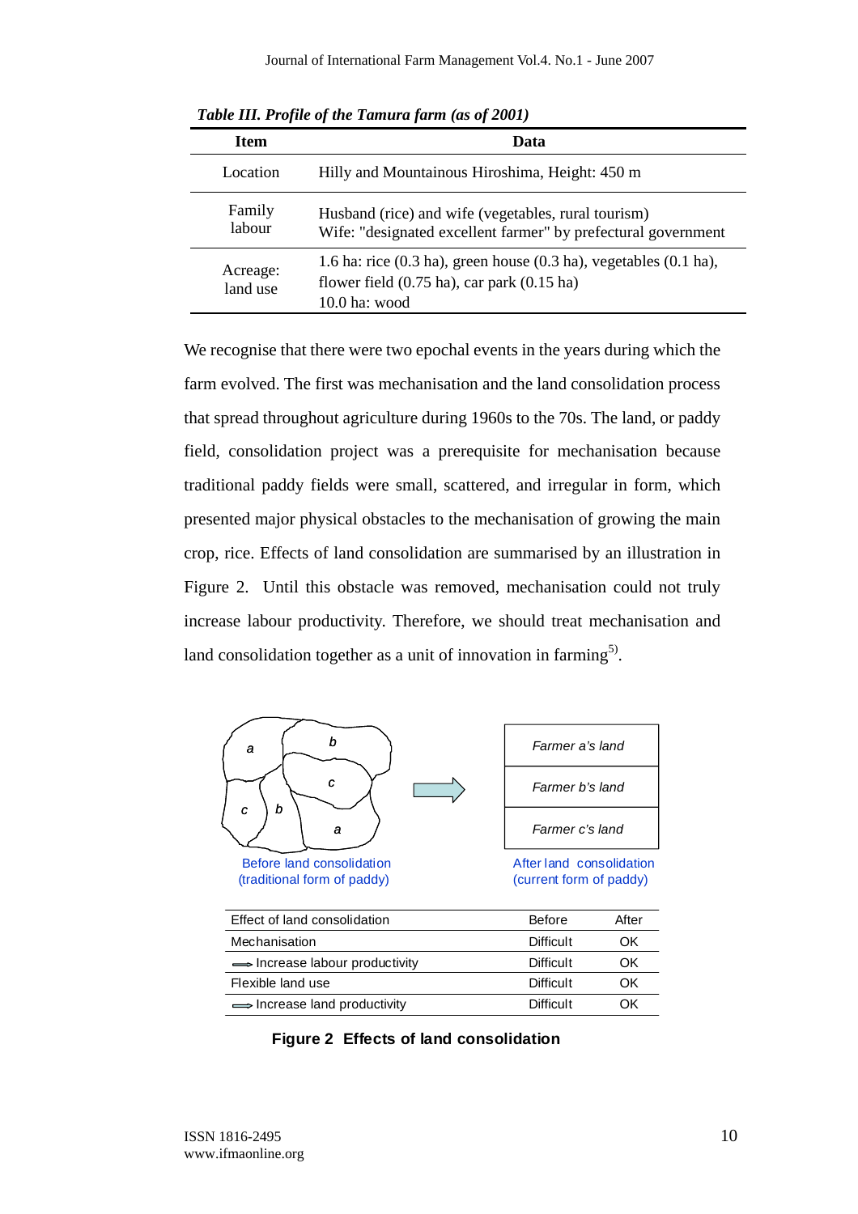*Table III. Profile of the Tamura farm (as of 2001)*

| Item | Data |
|---|---|
| Location | Hilly and Mountainous Hiroshima, Height: 450 m |
| Family labour | Husband (rice) and wife (vegetables, rural tourism)<br>Wife: "designated excellent farmer" by prefectural government |
| Acreage: land use | 1.6 ha: rice (0.3 ha), green house (0.3 ha), vegetables (0.1 ha), flower field (0.75 ha), car park (0.15 ha)<br>10.0 ha: wood |

We recognise that there were two epochal events in the years during which the farm evolved. The first was mechanisation and the land consolidation process that spread throughout agriculture during 1960s to the 70s. The land, or paddy field, consolidation project was a prerequisite for mechanisation because traditional paddy fields were small, scattered, and irregular in form, which presented major physical obstacles to the mechanisation of growing the main crop, rice. Effects of land consolidation are summarised by an illustration in Figure 2. Until this obstacle was removed, mechanisation could not truly increase labour productivity. Therefore, we should treat mechanisation and land consolidation together as a unit of innovation in farming[5)].

Before land consolidation (traditional form of paddy)

After land consolidation (current form of paddy)

| Effect of land consolidation | Before | After |
|---|---|---|
| Mechanisation | Difficult | OK |
| ⟹ Increase labour productivity | Difficult | OK |
| Flexible land use | Difficult | OK |
| ⟹ Increase land productivity | Difficult | OK |

**Figure 2 Effects of land consolidation**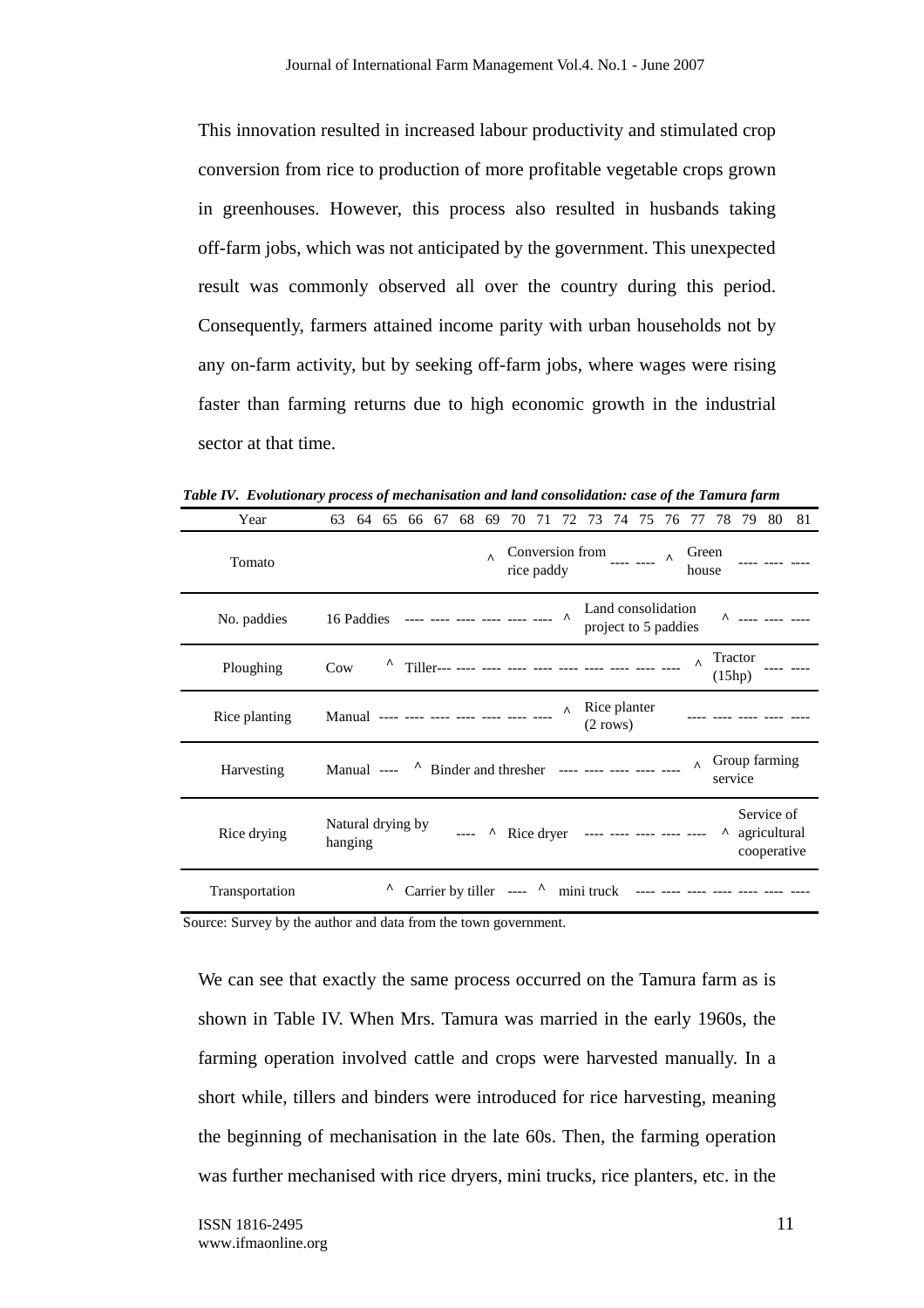This innovation resulted in increased labour productivity and stimulated crop conversion from rice to production of more profitable vegetable crops grown in greenhouses. However, this process also resulted in husbands taking off-farm jobs, which was not anticipated by the government. This unexpected result was commonly observed all over the country during this period. Consequently, farmers attained income parity with urban households not by any on-farm activity, but by seeking off-farm jobs, where wages were rising faster than farming returns due to high economic growth in the industrial sector at that time.

***Table IV. Evolutionary process of mechanisation and land consolidation: case of the Tamura farm***

| Year | 63 | 64 | 65 | 66 | 67 | 68 | 69 | 70 | 71 | 72 | 73 | 74 | 75 | 76 | 77 | 78 | 79 | 80 | 81 |
|---|---|---|---|---|---|---|---|---|---|---|---|---|---|---|---|---|---|---|---|
| Tomato | | | | | | | ^ | Conversion from rice paddy | | | | ---- | ---- | ^ | Green house | | ---- | ---- | ---- |
| No. paddies | 16 Paddies | | | ---- | ---- | ---- | ---- | ---- | ---- | ^ | Land consolidation project to 5 paddies | | | | | ^ | ---- | ---- | ---- |
| Ploughing | Cow | | ^ | Tiller--- | ---- | ---- | ---- | ---- | ---- | ---- | ---- | ---- | ---- | ---- | ^ | Tractor (15hp) | | ---- | ---- |
| Rice planting | Manual | | ---- | ---- | ---- | ---- | ---- | ---- | ---- | ^ | Rice planter (2 rows) | | | | ---- | ---- | ---- | ---- | ---- |
| Harvesting | Manual | | ---- | ^ | Binder and thresher | | | | | ---- | ---- | ---- | ---- | ---- | ^ | Group farming service | | | |
| Rice drying | Natural drying by hanging | | | | | ---- | ^ | Rice dryer | | | ---- | ---- | ---- | ---- | ---- | ^ | Service of agricultural cooperative | | |
| Transportation | | | ^ | Carrier by tiller | | | | ---- | ^ | mini truck | | | ---- | ---- | ---- | ---- | ---- | ---- | ---- |

Source: Survey by the author and data from the town government.

We can see that exactly the same process occurred on the Tamura farm as is shown in Table IV. When Mrs. Tamura was married in the early 1960s, the farming operation involved cattle and crops were harvested manually. In a short while, tillers and binders were introduced for rice harvesting, meaning the beginning of mechanisation in the late 60s. Then, the farming operation was further mechanised with rice dryers, mini trucks, rice planters, etc. in the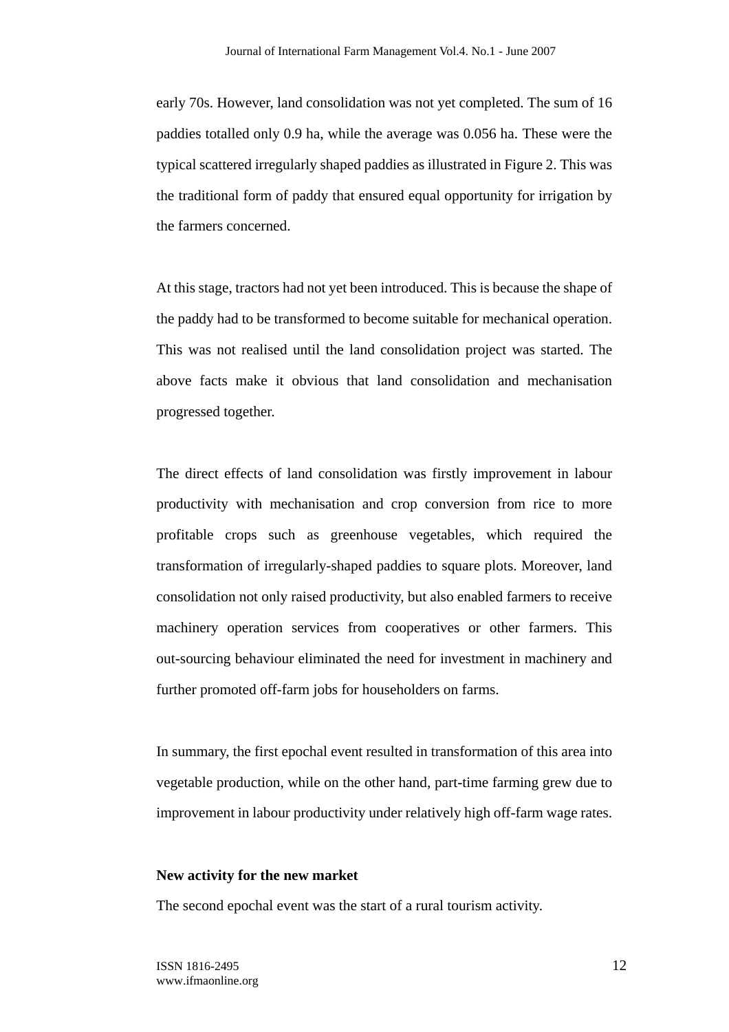early 70s. However, land consolidation was not yet completed. The sum of 16 paddies totalled only 0.9 ha, while the average was 0.056 ha. These were the typical scattered irregularly shaped paddies as illustrated in Figure 2. This was the traditional form of paddy that ensured equal opportunity for irrigation by the farmers concerned.

At this stage, tractors had not yet been introduced. This is because the shape of the paddy had to be transformed to become suitable for mechanical operation. This was not realised until the land consolidation project was started. The above facts make it obvious that land consolidation and mechanisation progressed together.

The direct effects of land consolidation was firstly improvement in labour productivity with mechanisation and crop conversion from rice to more profitable crops such as greenhouse vegetables, which required the transformation of irregularly-shaped paddies to square plots. Moreover, land consolidation not only raised productivity, but also enabled farmers to receive machinery operation services from cooperatives or other farmers. This out-sourcing behaviour eliminated the need for investment in machinery and further promoted off-farm jobs for householders on farms.

In summary, the first epochal event resulted in transformation of this area into vegetable production, while on the other hand, part-time farming grew due to improvement in labour productivity under relatively high off-farm wage rates.

**New activity for the new market**

The second epochal event was the start of a rural tourism activity.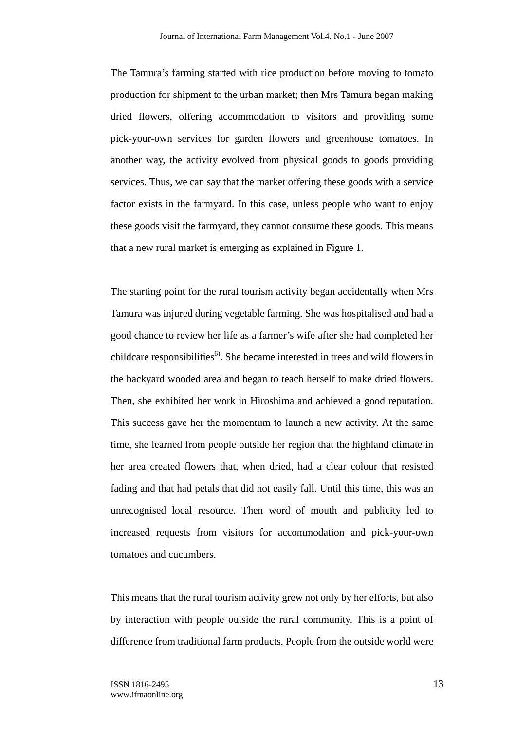The Tamura's farming started with rice production before moving to tomato production for shipment to the urban market; then Mrs Tamura began making dried flowers, offering accommodation to visitors and providing some pick-your-own services for garden flowers and greenhouse tomatoes. In another way, the activity evolved from physical goods to goods providing services. Thus, we can say that the market offering these goods with a service factor exists in the farmyard. In this case, unless people who want to enjoy these goods visit the farmyard, they cannot consume these goods. This means that a new rural market is emerging as explained in Figure 1.

The starting point for the rural tourism activity began accidentally when Mrs Tamura was injured during vegetable farming. She was hospitalised and had a good chance to review her life as a farmer's wife after she had completed her childcare responsibilities[6)]. She became interested in trees and wild flowers in the backyard wooded area and began to teach herself to make dried flowers. Then, she exhibited her work in Hiroshima and achieved a good reputation. This success gave her the momentum to launch a new activity. At the same time, she learned from people outside her region that the highland climate in her area created flowers that, when dried, had a clear colour that resisted fading and that had petals that did not easily fall. Until this time, this was an unrecognised local resource. Then word of mouth and publicity led to increased requests from visitors for accommodation and pick-your-own tomatoes and cucumbers.

This means that the rural tourism activity grew not only by her efforts, but also by interaction with people outside the rural community. This is a point of difference from traditional farm products. People from the outside world were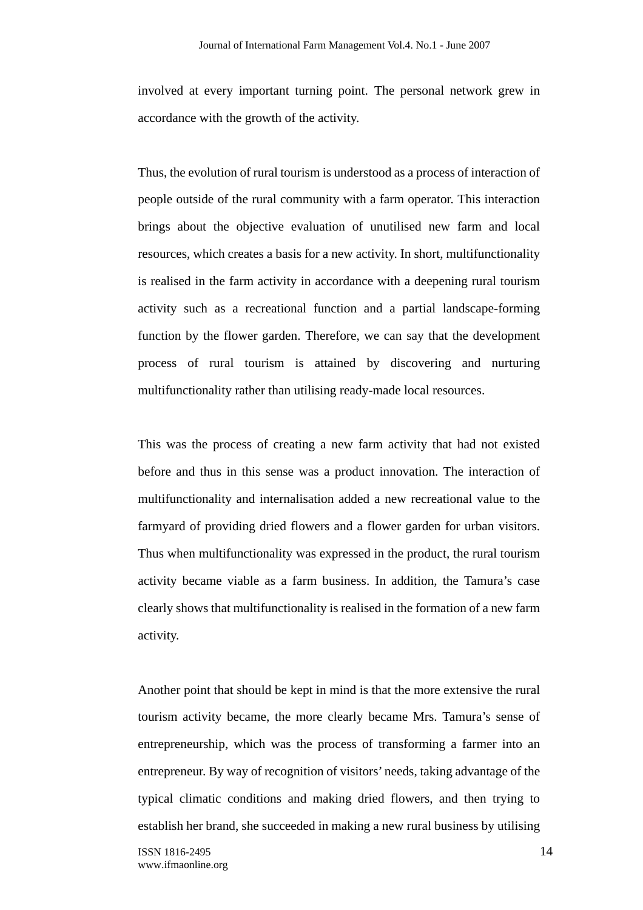involved at every important turning point. The personal network grew in accordance with the growth of the activity.

Thus, the evolution of rural tourism is understood as a process of interaction of people outside of the rural community with a farm operator. This interaction brings about the objective evaluation of unutilised new farm and local resources, which creates a basis for a new activity. In short, multifunctionality is realised in the farm activity in accordance with a deepening rural tourism activity such as a recreational function and a partial landscape-forming function by the flower garden. Therefore, we can say that the development process of rural tourism is attained by discovering and nurturing multifunctionality rather than utilising ready-made local resources.

This was the process of creating a new farm activity that had not existed before and thus in this sense was a product innovation. The interaction of multifunctionality and internalisation added a new recreational value to the farmyard of providing dried flowers and a flower garden for urban visitors. Thus when multifunctionality was expressed in the product, the rural tourism activity became viable as a farm business. In addition, the Tamura's case clearly shows that multifunctionality is realised in the formation of a new farm activity.

Another point that should be kept in mind is that the more extensive the rural tourism activity became, the more clearly became Mrs. Tamura's sense of entrepreneurship, which was the process of transforming a farmer into an entrepreneur. By way of recognition of visitors' needs, taking advantage of the typical climatic conditions and making dried flowers, and then trying to establish her brand, she succeeded in making a new rural business by utilising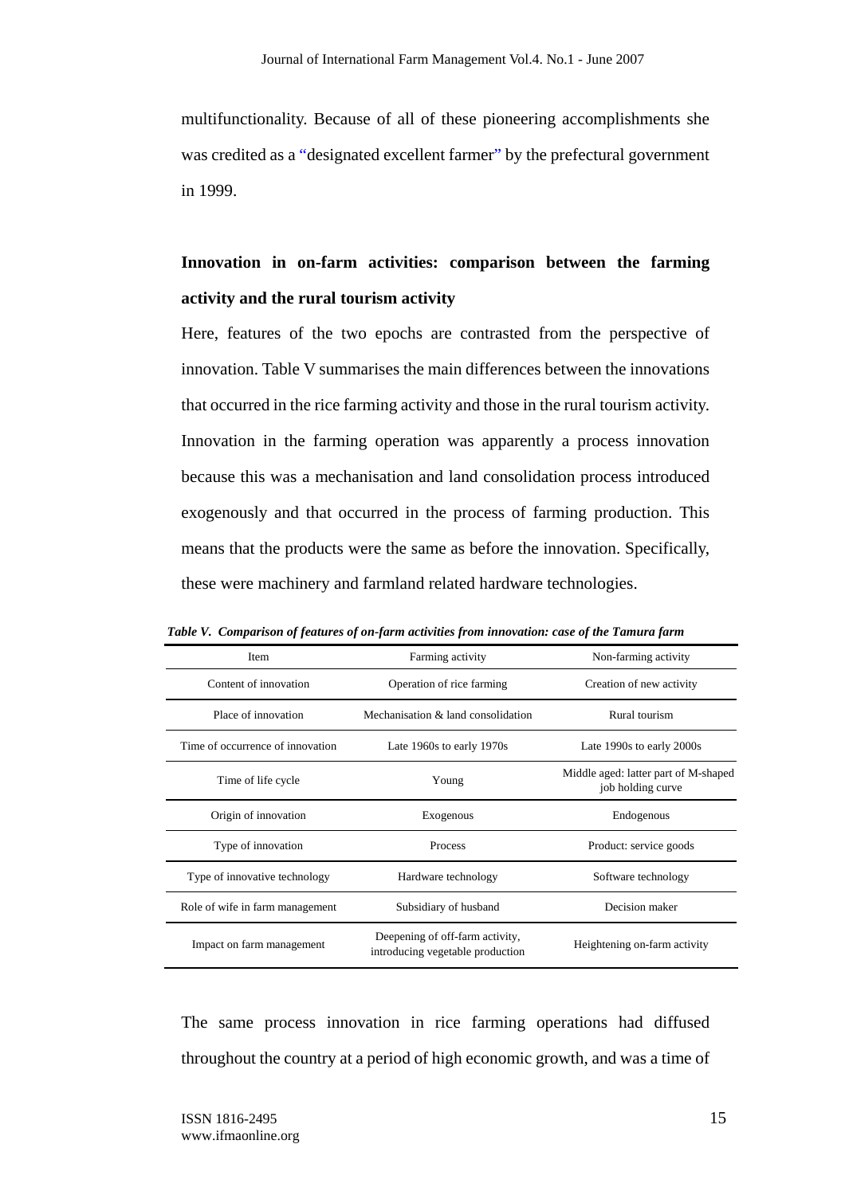multifunctionality. Because of all of these pioneering accomplishments she was credited as a "designated excellent farmer" by the prefectural government in 1999.

## Innovation in on-farm activities: comparison between the farming activity and the rural tourism activity

Here, features of the two epochs are contrasted from the perspective of innovation. Table V summarises the main differences between the innovations that occurred in the rice farming activity and those in the rural tourism activity. Innovation in the farming operation was apparently a process innovation because this was a mechanisation and land consolidation process introduced exogenously and that occurred in the process of farming production. This means that the products were the same as before the innovation. Specifically, these were machinery and farmland related hardware technologies.

***Table V. Comparison of features of on-farm activities from innovation: case of the Tamura farm***

| Item | Farming activity | Non-farming activity |
|---|---|---|
| Content of innovation | Operation of rice farming | Creation of new activity |
| Place of innovation | Mechanisation & land consolidation | Rural tourism |
| Time of occurrence of innovation | Late 1960s to early 1970s | Late 1990s to early 2000s |
| Time of life cycle | Young | Middle aged: latter part of M-shaped job holding curve |
| Origin of innovation | Exogenous | Endogenous |
| Type of innovation | Process | Product: service goods |
| Type of innovative technology | Hardware technology | Software technology |
| Role of wife in farm management | Subsidiary of husband | Decision maker |
| Impact on farm management | Deepening of off-farm activity, introducing vegetable production | Heightening on-farm activity |

The same process innovation in rice farming operations had diffused throughout the country at a period of high economic growth, and was a time of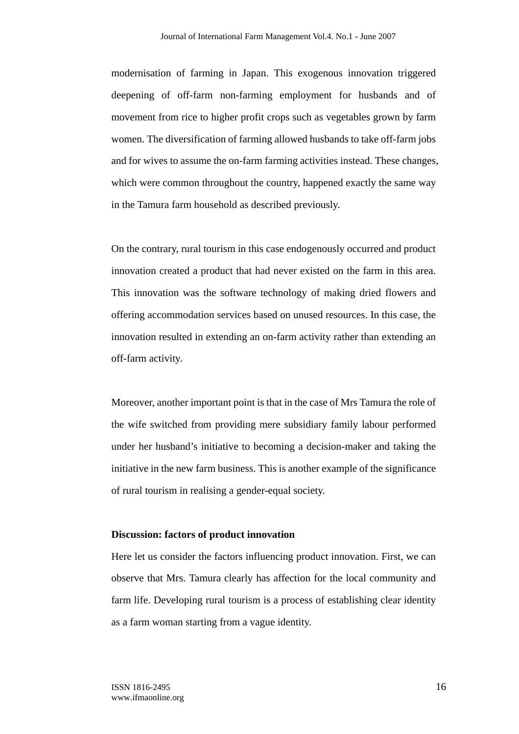modernisation of farming in Japan. This exogenous innovation triggered deepening of off-farm non-farming employment for husbands and of movement from rice to higher profit crops such as vegetables grown by farm women. The diversification of farming allowed husbands to take off-farm jobs and for wives to assume the on-farm farming activities instead. These changes, which were common throughout the country, happened exactly the same way in the Tamura farm household as described previously.

On the contrary, rural tourism in this case endogenously occurred and product innovation created a product that had never existed on the farm in this area. This innovation was the software technology of making dried flowers and offering accommodation services based on unused resources. In this case, the innovation resulted in extending an on-farm activity rather than extending an off-farm activity.

Moreover, another important point is that in the case of Mrs Tamura the role of the wife switched from providing mere subsidiary family labour performed under her husband's initiative to becoming a decision-maker and taking the initiative in the new farm business. This is another example of the significance of rural tourism in realising a gender-equal society.

**Discussion: factors of product innovation**

Here let us consider the factors influencing product innovation. First, we can observe that Mrs. Tamura clearly has affection for the local community and farm life. Developing rural tourism is a process of establishing clear identity as a farm woman starting from a vague identity.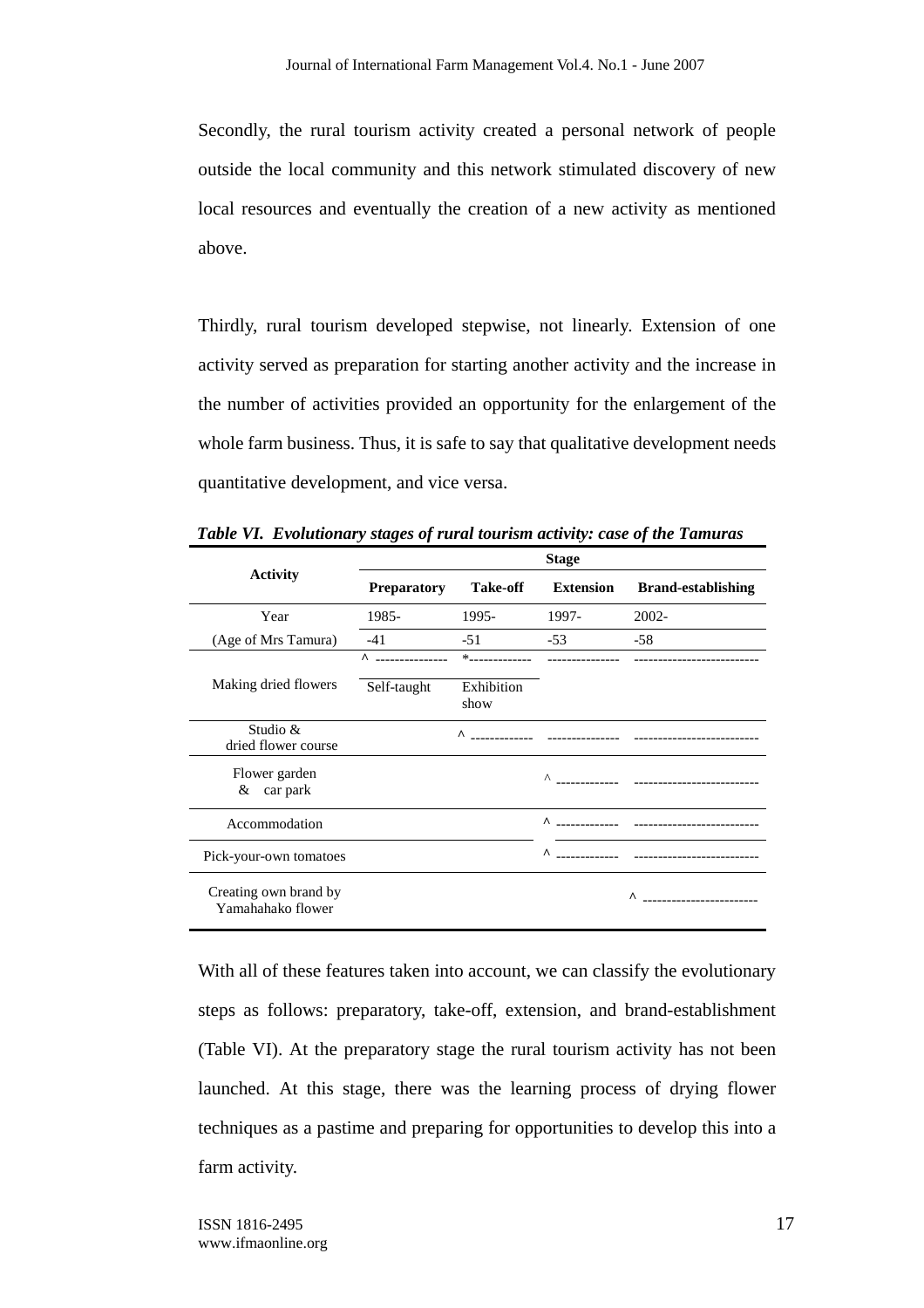Secondly, the rural tourism activity created a personal network of people outside the local community and this network stimulated discovery of new local resources and eventually the creation of a new activity as mentioned above.

Thirdly, rural tourism developed stepwise, not linearly. Extension of one activity served as preparation for starting another activity and the increase in the number of activities provided an opportunity for the enlargement of the whole farm business. Thus, it is safe to say that qualitative development needs quantitative development, and vice versa.

***Table VI. Evolutionary stages of rural tourism activity: case of the Tamuras***

| Activity | Stage | | | |
|---|---|---|---|---|
| | **Preparatory** | **Take-off** | **Extension** | **Brand-establishing** |
| Year | 1985- | 1995- | 1997- | 2002- |
| (Age of Mrs Tamura) | -41 | -51 | -53 | -58 |
| Making dried flowers | ^ --------------- Self-taught | *------------- Exhibition show | --------------- | -------------------------- |
| Studio & dried flower course | | ^ ------------- | --------------- | -------------------------- |
| Flower garden & car park | | | ^ ------------- | -------------------------- |
| Accommodation | | | ^ ------------- | -------------------------- |
| Pick-your-own tomatoes | | | ^ ------------- | -------------------------- |
| Creating own brand by Yamahahako flower | | | | ^ ------------------------ |

With all of these features taken into account, we can classify the evolutionary steps as follows: preparatory, take-off, extension, and brand-establishment (Table VI). At the preparatory stage the rural tourism activity has not been launched. At this stage, there was the learning process of drying flower techniques as a pastime and preparing for opportunities to develop this into a farm activity.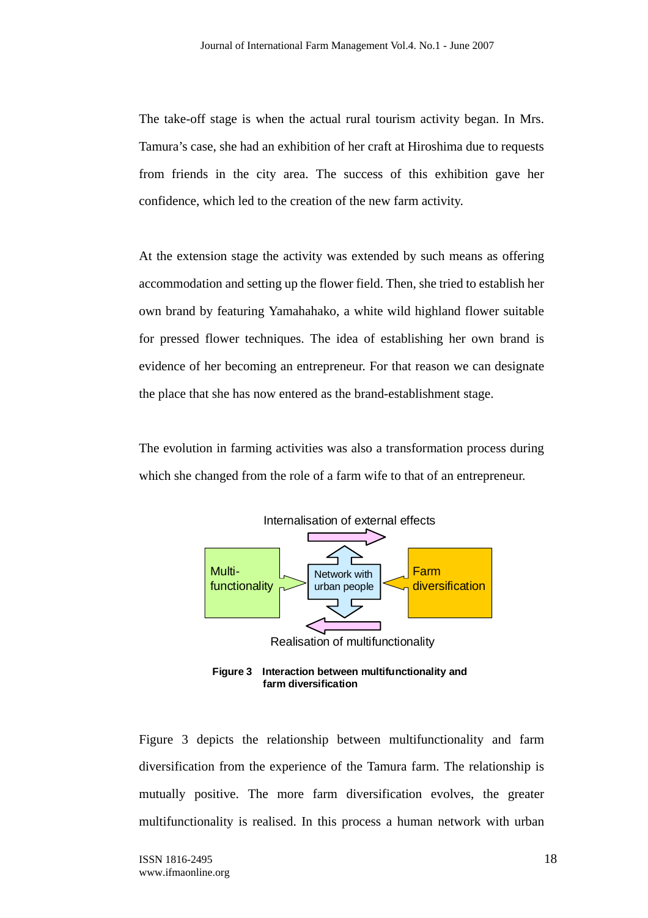The take-off stage is when the actual rural tourism activity began. In Mrs. Tamura's case, she had an exhibition of her craft at Hiroshima due to requests from friends in the city area. The success of this exhibition gave her confidence, which led to the creation of the new farm activity.

At the extension stage the activity was extended by such means as offering accommodation and setting up the flower field. Then, she tried to establish her own brand by featuring Yamahahako, a white wild highland flower suitable for pressed flower techniques. The idea of establishing her own brand is evidence of her becoming an entrepreneur. For that reason we can designate the place that she has now entered as the brand-establishment stage.

The evolution in farming activities was also a transformation process during which she changed from the role of a farm wife to that of an entrepreneur.

Internalisation of external effects

Multi-functionality

Network with urban people

Farm diversification

Realisation of multifunctionality

**Figure 3 Interaction between multifunctionality and farm diversification**

Figure 3 depicts the relationship between multifunctionality and farm diversification from the experience of the Tamura farm. The relationship is mutually positive. The more farm diversification evolves, the greater multifunctionality is realised. In this process a human network with urban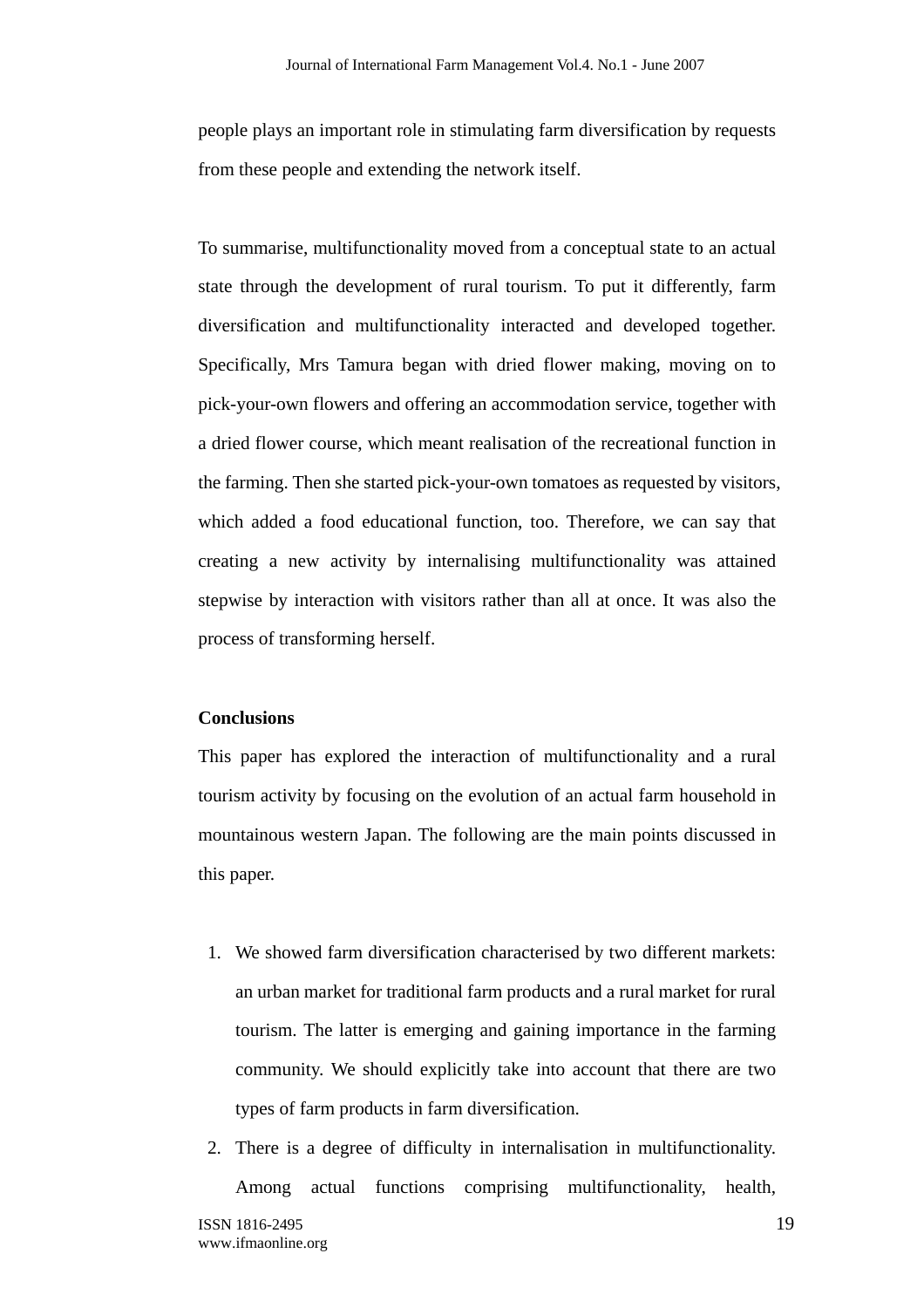people plays an important role in stimulating farm diversification by requests from these people and extending the network itself.

To summarise, multifunctionality moved from a conceptual state to an actual state through the development of rural tourism. To put it differently, farm diversification and multifunctionality interacted and developed together. Specifically, Mrs Tamura began with dried flower making, moving on to pick-your-own flowers and offering an accommodation service, together with a dried flower course, which meant realisation of the recreational function in the farming. Then she started pick-your-own tomatoes as requested by visitors, which added a food educational function, too. Therefore, we can say that creating a new activity by internalising multifunctionality was attained stepwise by interaction with visitors rather than all at once. It was also the process of transforming herself.

**Conclusions**

This paper has explored the interaction of multifunctionality and a rural tourism activity by focusing on the evolution of an actual farm household in mountainous western Japan. The following are the main points discussed in this paper.

1. We showed farm diversification characterised by two different markets: an urban market for traditional farm products and a rural market for rural tourism. The latter is emerging and gaining importance in the farming community. We should explicitly take into account that there are two types of farm products in farm diversification.
2. There is a degree of difficulty in internalisation in multifunctionality. Among actual functions comprising multifunctionality, health,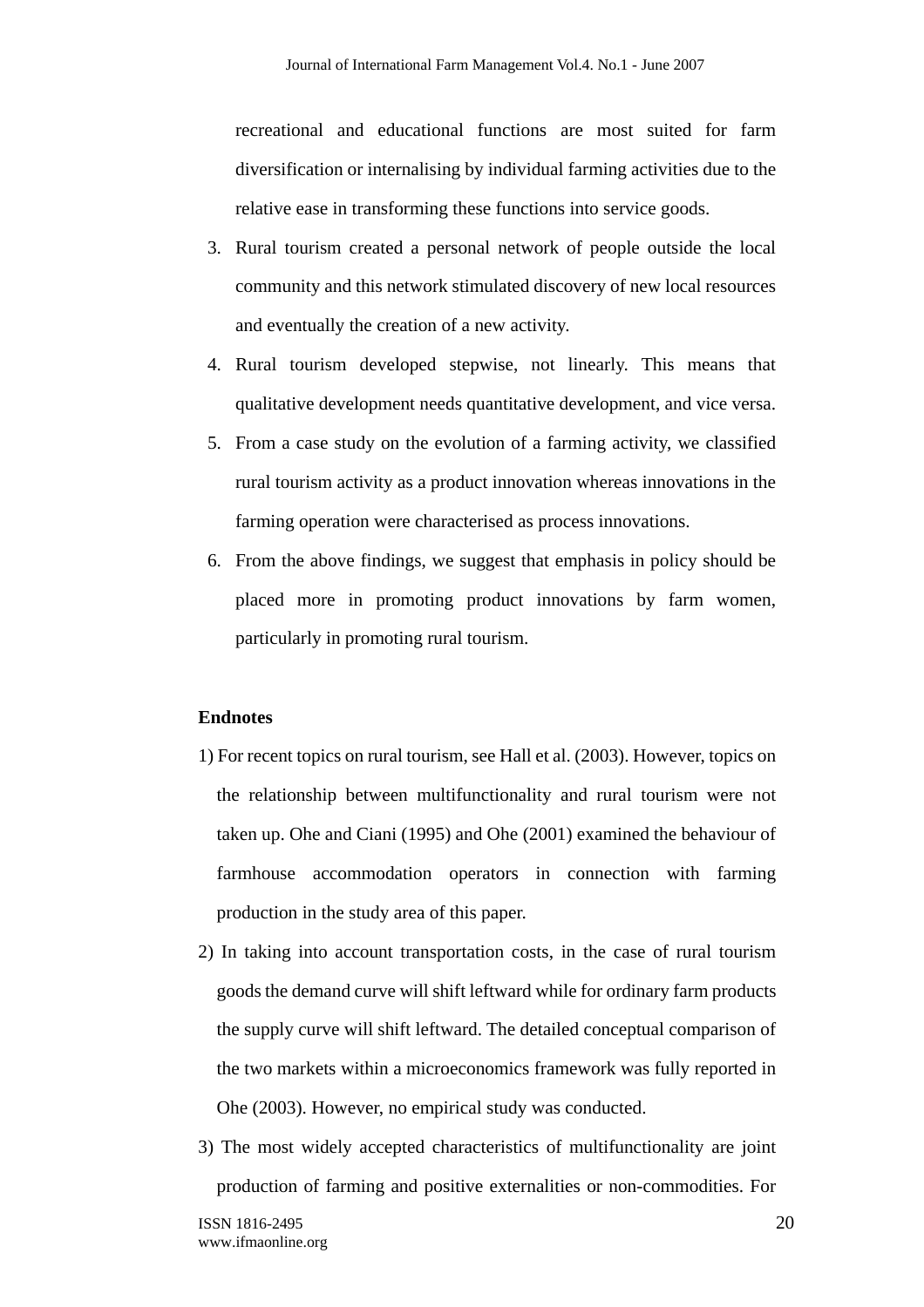recreational and educational functions are most suited for farm diversification or internalising by individual farming activities due to the relative ease in transforming these functions into service goods.

3. Rural tourism created a personal network of people outside the local community and this network stimulated discovery of new local resources and eventually the creation of a new activity.
4. Rural tourism developed stepwise, not linearly. This means that qualitative development needs quantitative development, and vice versa.
5. From a case study on the evolution of a farming activity, we classified rural tourism activity as a product innovation whereas innovations in the farming operation were characterised as process innovations.
6. From the above findings, we suggest that emphasis in policy should be placed more in promoting product innovations by farm women, particularly in promoting rural tourism.

**Endnotes**

1) For recent topics on rural tourism, see Hall et al. (2003). However, topics on the relationship between multifunctionality and rural tourism were not taken up. Ohe and Ciani (1995) and Ohe (2001) examined the behaviour of farmhouse accommodation operators in connection with farming production in the study area of this paper.

2) In taking into account transportation costs, in the case of rural tourism goods the demand curve will shift leftward while for ordinary farm products the supply curve will shift leftward. The detailed conceptual comparison of the two markets within a microeconomics framework was fully reported in Ohe (2003). However, no empirical study was conducted.

3) The most widely accepted characteristics of multifunctionality are joint production of farming and positive externalities or non-commodities. For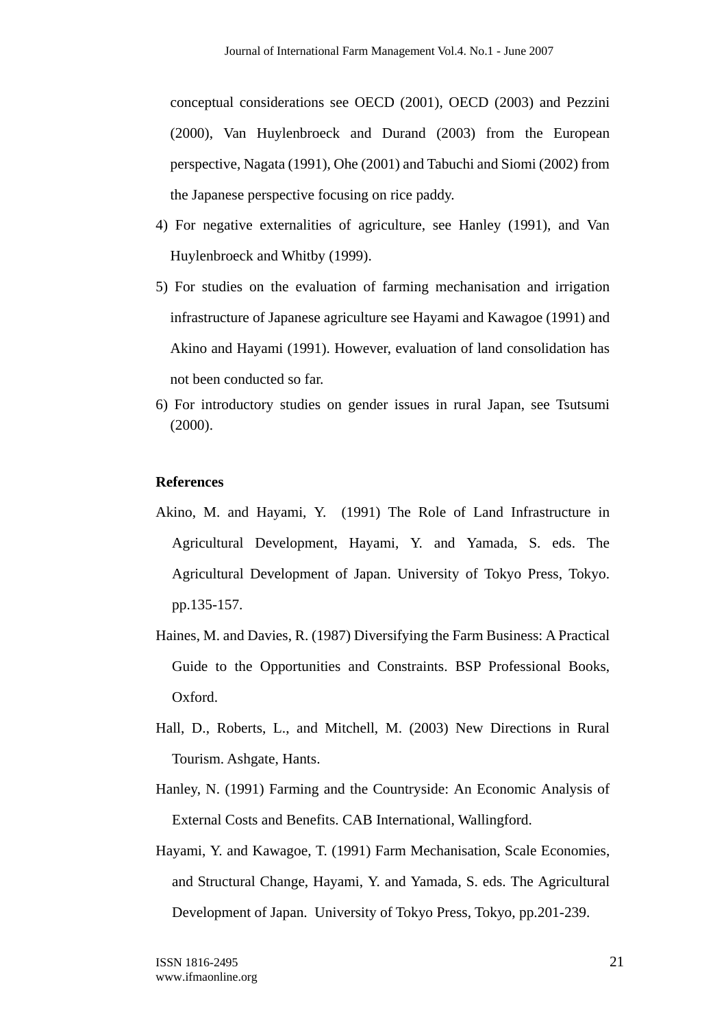conceptual considerations see OECD (2001), OECD (2003) and Pezzini (2000), Van Huylenbroeck and Durand (2003) from the European perspective, Nagata (1991), Ohe (2001) and Tabuchi and Siomi (2002) from the Japanese perspective focusing on rice paddy.

4) For negative externalities of agriculture, see Hanley (1991), and Van Huylenbroeck and Whitby (1999).

5) For studies on the evaluation of farming mechanisation and irrigation infrastructure of Japanese agriculture see Hayami and Kawagoe (1991) and Akino and Hayami (1991). However, evaluation of land consolidation has not been conducted so far.

6) For introductory studies on gender issues in rural Japan, see Tsutsumi (2000).

**References**

Akino, M. and Hayami, Y. (1991) The Role of Land Infrastructure in Agricultural Development, Hayami, Y. and Yamada, S. eds. The Agricultural Development of Japan. University of Tokyo Press, Tokyo. pp.135-157.

Haines, M. and Davies, R. (1987) Diversifying the Farm Business: A Practical Guide to the Opportunities and Constraints. BSP Professional Books, Oxford.

Hall, D., Roberts, L., and Mitchell, M. (2003) New Directions in Rural Tourism. Ashgate, Hants.

Hanley, N. (1991) Farming and the Countryside: An Economic Analysis of External Costs and Benefits. CAB International, Wallingford.

Hayami, Y. and Kawagoe, T. (1991) Farm Mechanisation, Scale Economies, and Structural Change, Hayami, Y. and Yamada, S. eds. The Agricultural Development of Japan. University of Tokyo Press, Tokyo, pp.201-239.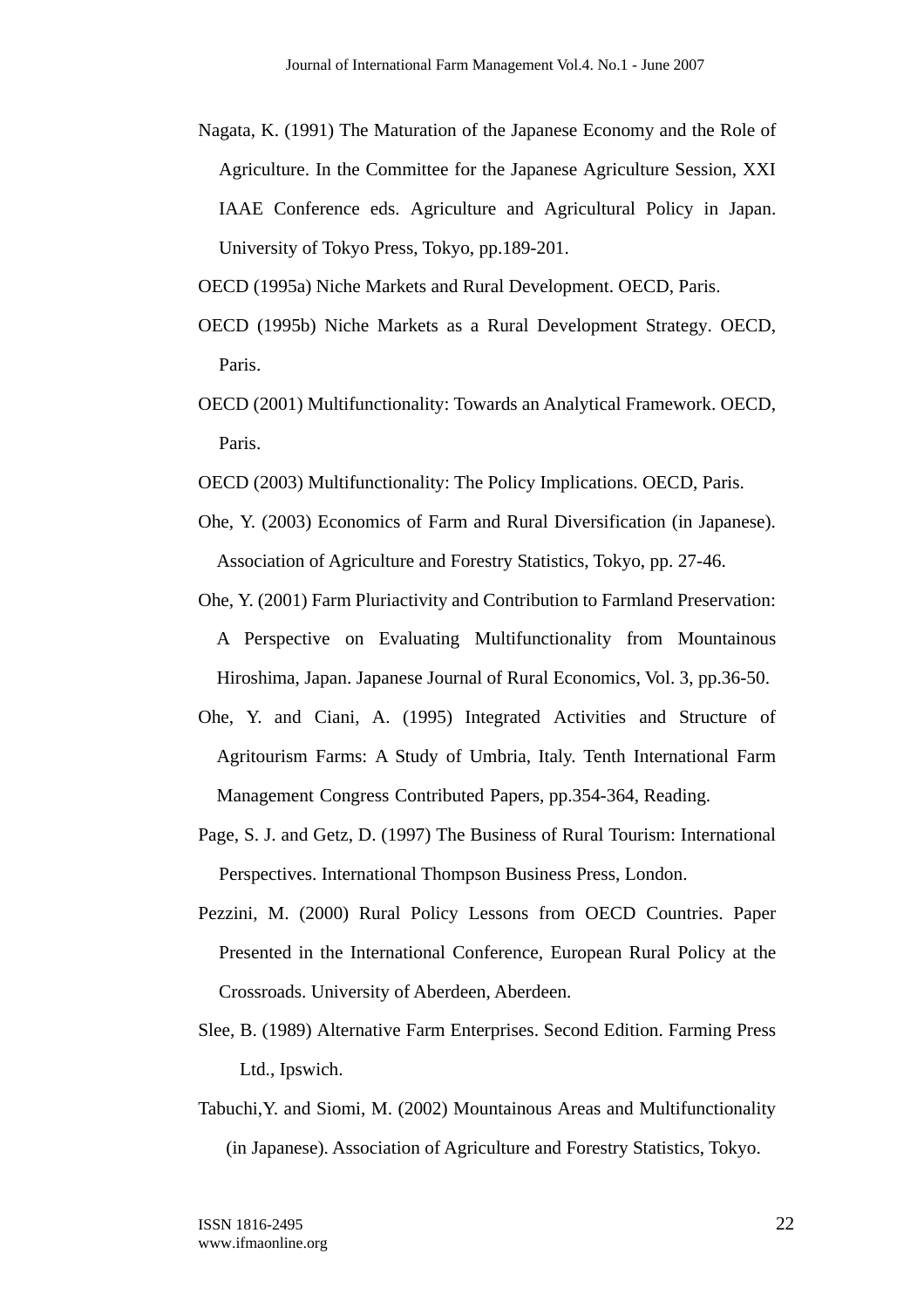Nagata, K. (1991) The Maturation of the Japanese Economy and the Role of Agriculture. In the Committee for the Japanese Agriculture Session, XXI IAAE Conference eds. Agriculture and Agricultural Policy in Japan. University of Tokyo Press, Tokyo, pp.189-201.

OECD (1995a) Niche Markets and Rural Development. OECD, Paris.

OECD (1995b) Niche Markets as a Rural Development Strategy. OECD, Paris.

OECD (2001) Multifunctionality: Towards an Analytical Framework. OECD, Paris.

OECD (2003) Multifunctionality: The Policy Implications. OECD, Paris.

Ohe, Y. (2003) Economics of Farm and Rural Diversification (in Japanese). Association of Agriculture and Forestry Statistics, Tokyo, pp. 27-46.

Ohe, Y. (2001) Farm Pluriactivity and Contribution to Farmland Preservation: A Perspective on Evaluating Multifunctionality from Mountainous Hiroshima, Japan. Japanese Journal of Rural Economics, Vol. 3, pp.36-50.

Ohe, Y. and Ciani, A. (1995) Integrated Activities and Structure of Agritourism Farms: A Study of Umbria, Italy. Tenth International Farm Management Congress Contributed Papers, pp.354-364, Reading.

Page, S. J. and Getz, D. (1997) The Business of Rural Tourism: International Perspectives. International Thompson Business Press, London.

Pezzini, M. (2000) Rural Policy Lessons from OECD Countries. Paper Presented in the International Conference, European Rural Policy at the Crossroads. University of Aberdeen, Aberdeen.

Slee, B. (1989) Alternative Farm Enterprises. Second Edition. Farming Press Ltd., Ipswich.

Tabuchi,Y. and Siomi, M. (2002) Mountainous Areas and Multifunctionality (in Japanese). Association of Agriculture and Forestry Statistics, Tokyo.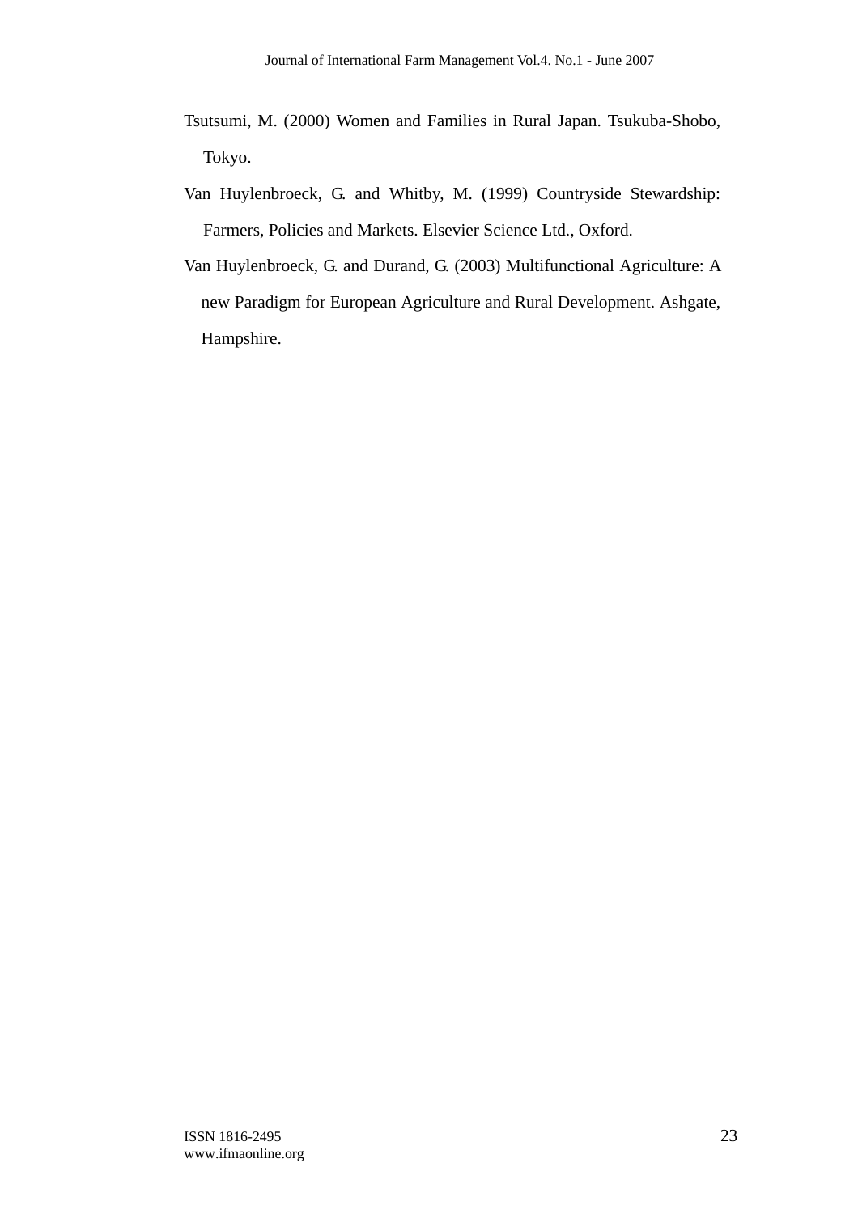Tsutsumi, M. (2000) Women and Families in Rural Japan. Tsukuba-Shobo, Tokyo.

Van Huylenbroeck, G. and Whitby, M. (1999) Countryside Stewardship: Farmers, Policies and Markets. Elsevier Science Ltd., Oxford.

Van Huylenbroeck, G. and Durand, G. (2003) Multifunctional Agriculture: A new Paradigm for European Agriculture and Rural Development. Ashgate, Hampshire.